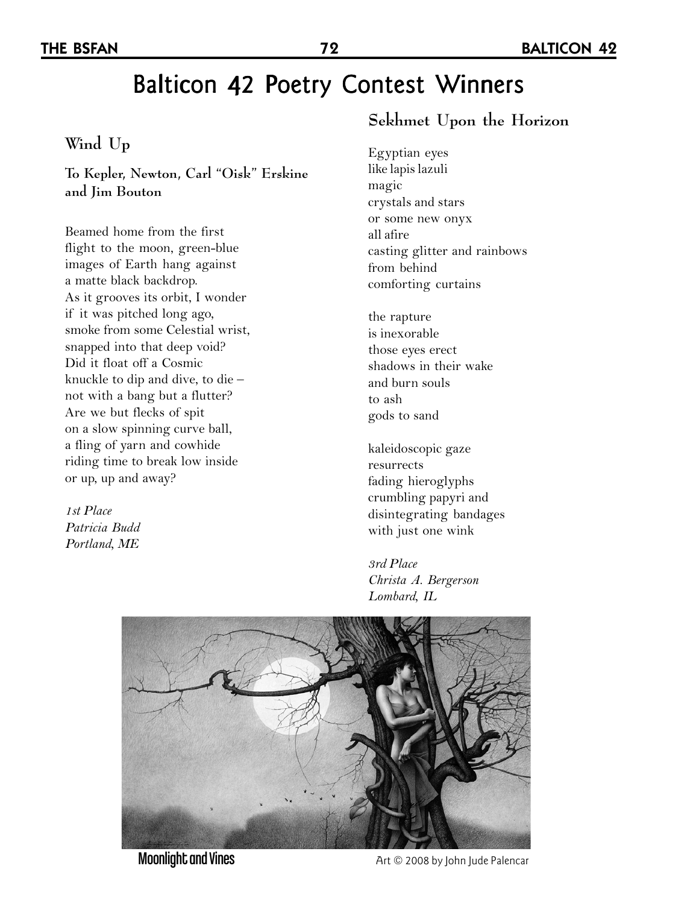# Balticon 42 Poetry Contest Winners

## Wind Up

**To Kepler, Newton, Carl "Oisk" Erskine and Jim Bouton**

Beamed home from the first
flight to the moon, green-blue
images of Earth hang against
a matte black backdrop.
As it grooves its orbit, I wonder
if it was pitched long ago,
smoke from some Celestial wrist,
snapped into that deep void?
Did it float off a Cosmic
knuckle to dip and dive, to die –
not with a bang but a flutter?
Are we but flecks of spit
on a slow spinning curve ball,
a fling of yarn and cowhide
riding time to break low inside
or up, up and away?

*1st Place*
*Patricia Budd*
*Portland, ME*

## Sekhmet Upon the Horizon

Egyptian eyes
like lapis lazuli
magic
crystals and stars
or some new onyx
all afire
casting glitter and rainbows
from behind
comforting curtains

the rapture
is inexorable
those eyes erect
shadows in their wake
and burn souls
to ash
gods to sand

kaleidoscopic gaze
resurrects
fading hieroglyphs
crumbling papyri and
disintegrating bandages
with just one wink

*3rd Place*
*Christa A. Bergerson*
*Lombard, IL*

**Moonlight and Vines**

Art © 2008 by John Jude Palencar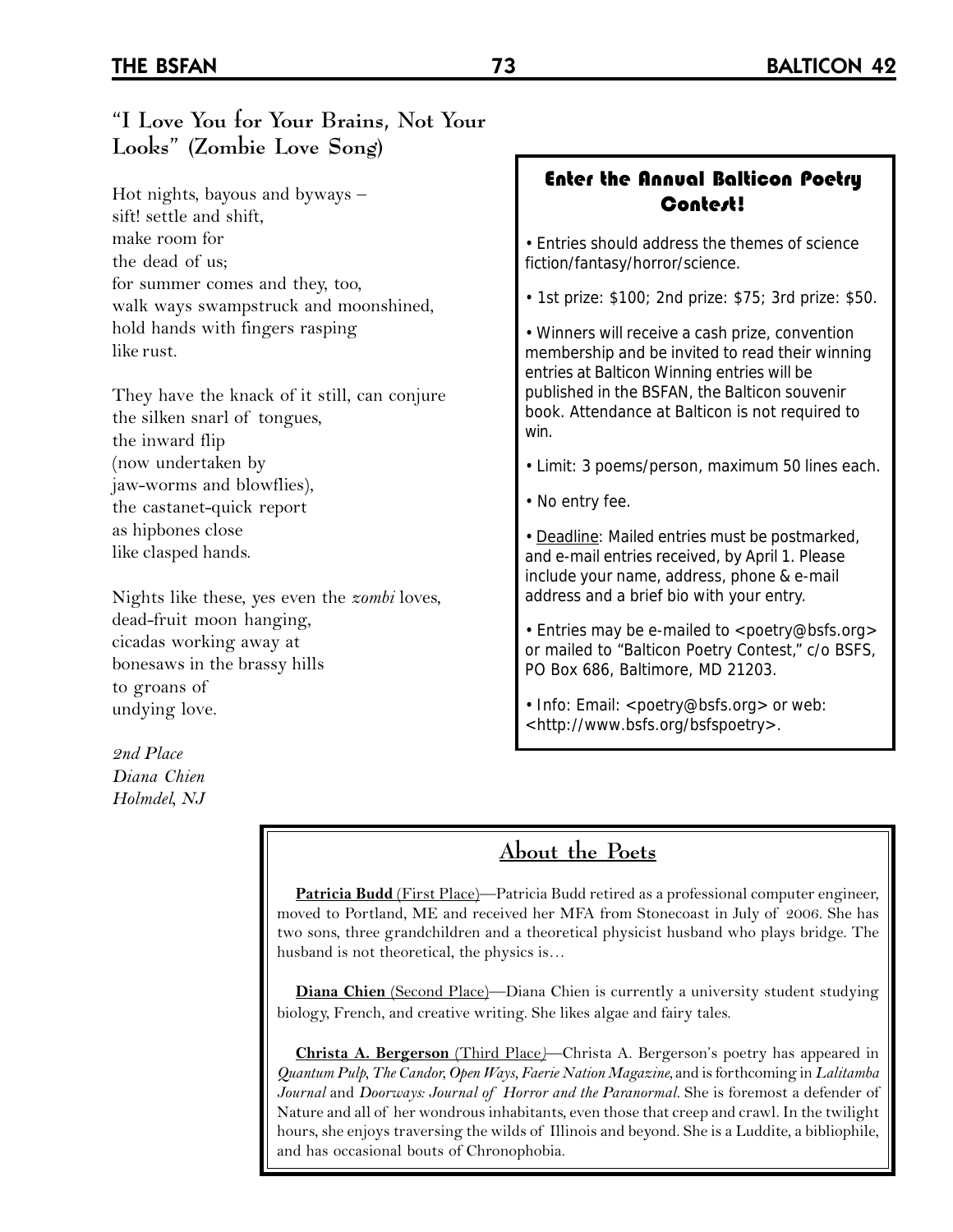## "I Love You for Your Brains, Not Your Looks" (Zombie Love Song)

Hot nights, bayous and byways –
sift! settle and shift,
make room for
the dead of us;
for summer comes and they, too,
walk ways swampstruck and moonshined,
hold hands with fingers rasping
like rust.

They have the knack of it still, can conjure
the silken snarl of tongues,
the inward flip
(now undertaken by
jaw-worms and blowflies),
the castanet-quick report
as hipbones close
like clasped hands.

Nights like these, yes even the *zombi* loves,
dead-fruit moon hanging,
cicadas working away at
bonesaws in the brassy hills
to groans of
undying love.

*2nd Place*
*Diana Chien*
*Holmdel, NJ*

### Enter the Annual Balticon Poetry Contest!

- Entries should address the themes of science fiction/fantasy/horror/science.
- 1st prize: $100; 2nd prize: $75; 3rd prize: $50.
- Winners will receive a cash prize, convention membership and be invited to read their winning entries at Balticon Winning entries will be published in the BSFAN, the Balticon souvenir book. Attendance at Balticon is not required to win.
- Limit: 3 poems/person, maximum 50 lines each.
- No entry fee.
- Deadline: Mailed entries must be postmarked, and e-mail entries received, by April 1. Please include your name, address, phone & e-mail address and a brief bio with your entry.
- Entries may be e-mailed to <poetry@bsfs.org> or mailed to "Balticon Poetry Contest," c/o BSFS, PO Box 686, Baltimore, MD 21203.
- Info: Email: <poetry@bsfs.org> or web: <http://www.bsfs.org/bsfspoetry>.

## About the Poets

**Patricia Budd** (First Place)—Patricia Budd retired as a professional computer engineer, moved to Portland, ME and received her MFA from Stonecoast in July of 2006. She has two sons, three grandchildren and a theoretical physicist husband who plays bridge. The husband is not theoretical, the physics is…

**Diana Chien** (Second Place)—Diana Chien is currently a university student studying biology, French, and creative writing. She likes algae and fairy tales.

**Christa A. Bergerson** (Third Place)—Christa A. Bergerson's poetry has appeared in *Quantum Pulp*, *The Candor*, *Open Ways*, *Faerie Nation Magazine*, and is forthcoming in *Lalitamba Journal* and *Doorways: Journal of Horror and the Paranormal*. She is foremost a defender of Nature and all of her wondrous inhabitants, even those that creep and crawl. In the twilight hours, she enjoys traversing the wilds of Illinois and beyond. She is a Luddite, a bibliophile, and has occasional bouts of Chronophobia.